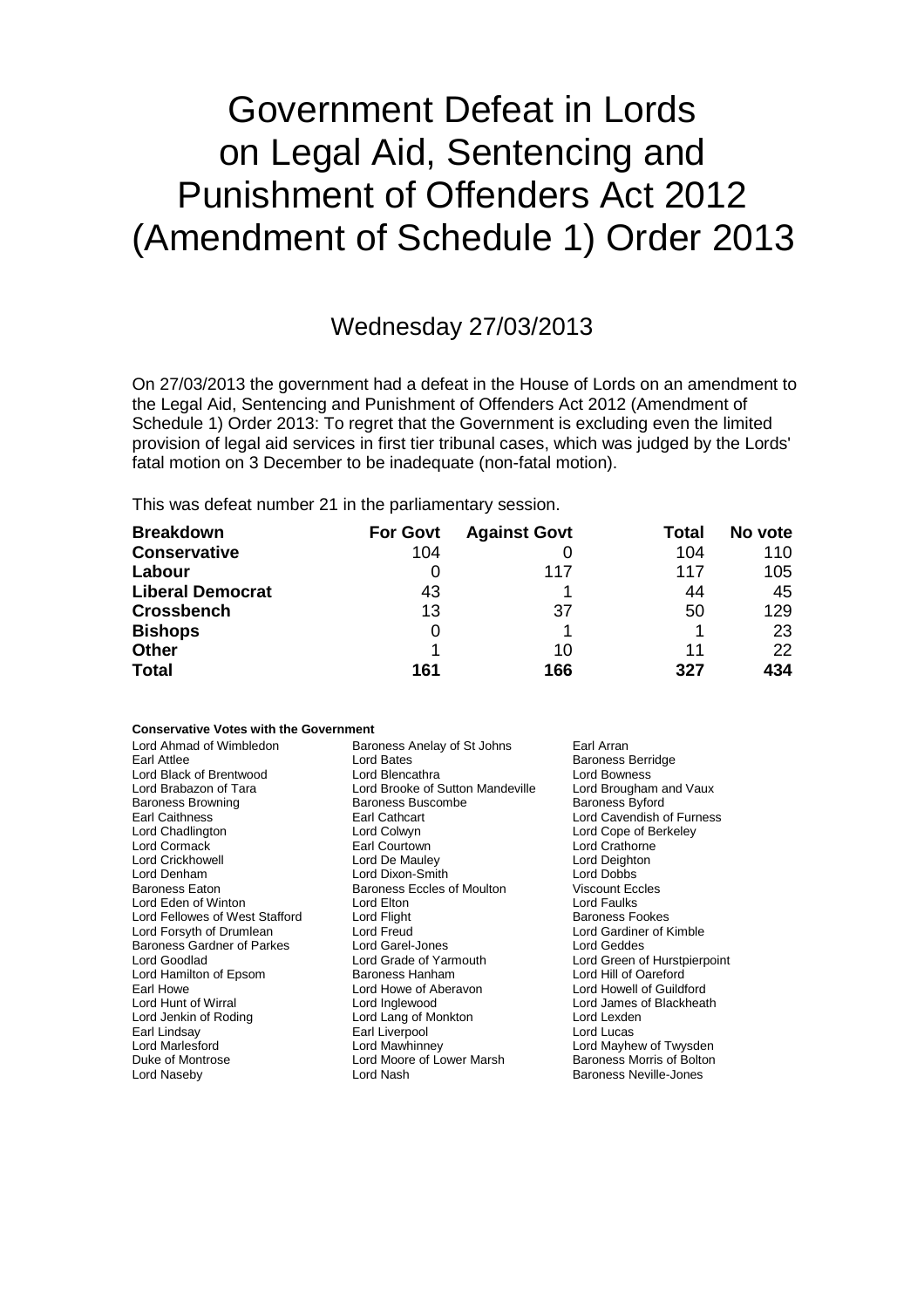# Government Defeat in Lords on Legal Aid, Sentencing and Punishment of Offenders Act 2012 (Amendment of Schedule 1) Order 2013

## Wednesday 27/03/2013

On 27/03/2013 the government had a defeat in the House of Lords on an amendment to the Legal Aid, Sentencing and Punishment of Offenders Act 2012 (Amendment of Schedule 1) Order 2013: To regret that the Government is excluding even the limited provision of legal aid services in first tier tribunal cases, which was judged by the Lords' fatal motion on 3 December to be inadequate (non-fatal motion).

This was defeat number 21 in the parliamentary session.

| Breakdown | For Govt | Against Govt | Total | No vote |
|---|---|---|---|---|
| **Conservative** | 104 | 0 | 104 | 110 |
| **Labour** | 0 | 117 | 117 | 105 |
| **Liberal Democrat** | 43 | 1 | 44 | 45 |
| **Crossbench** | 13 | 37 | 50 | 129 |
| **Bishops** | 0 | 1 | 1 | 23 |
| **Other** | 1 | 10 | 11 | 22 |
| **Total** | 161 | 166 | 327 | 434 |

**Conservative Votes with the Government**

Lord Ahmad of Wimbledon
Baroness Anelay of St Johns
Earl Arran
Earl Attlee
Lord Bates
Baroness Berridge
Lord Black of Brentwood
Lord Blencathra
Lord Bowness
Lord Brabazon of Tara
Lord Brooke of Sutton Mandeville
Lord Brougham and Vaux
Baroness Browning
Baroness Buscombe
Baroness Byford
Earl Caithness
Earl Cathcart
Lord Cavendish of Furness
Lord Chadlington
Lord Colwyn
Lord Cope of Berkeley
Lord Cormack
Earl Courtown
Lord Crathorne
Lord Crickhowell
Lord De Mauley
Lord Deighton
Lord Denham
Lord Dixon-Smith
Lord Dobbs
Baroness Eaton
Baroness Eccles of Moulton
Viscount Eccles
Lord Eden of Winton
Lord Elton
Lord Faulks
Lord Fellowes of West Stafford
Lord Flight
Baroness Fookes
Lord Forsyth of Drumlean
Lord Freud
Lord Gardiner of Kimble
Baroness Gardner of Parkes
Lord Garel-Jones
Lord Geddes
Lord Goodlad
Lord Grade of Yarmouth
Lord Green of Hurstpierpoint
Lord Hamilton of Epsom
Baroness Hanham
Lord Hill of Oareford
Earl Howe
Lord Howe of Aberavon
Lord Howell of Guildford
Lord Hunt of Wirral
Lord Inglewood
Lord James of Blackheath
Lord Jenkin of Roding
Lord Lang of Monkton
Lord Lexden
Earl Lindsay
Earl Liverpool
Lord Lucas
Lord Marlesford
Lord Mawhinney
Lord Mayhew of Twysden
Duke of Montrose
Lord Moore of Lower Marsh
Baroness Morris of Bolton
Lord Naseby
Lord Nash
Baroness Neville-Jones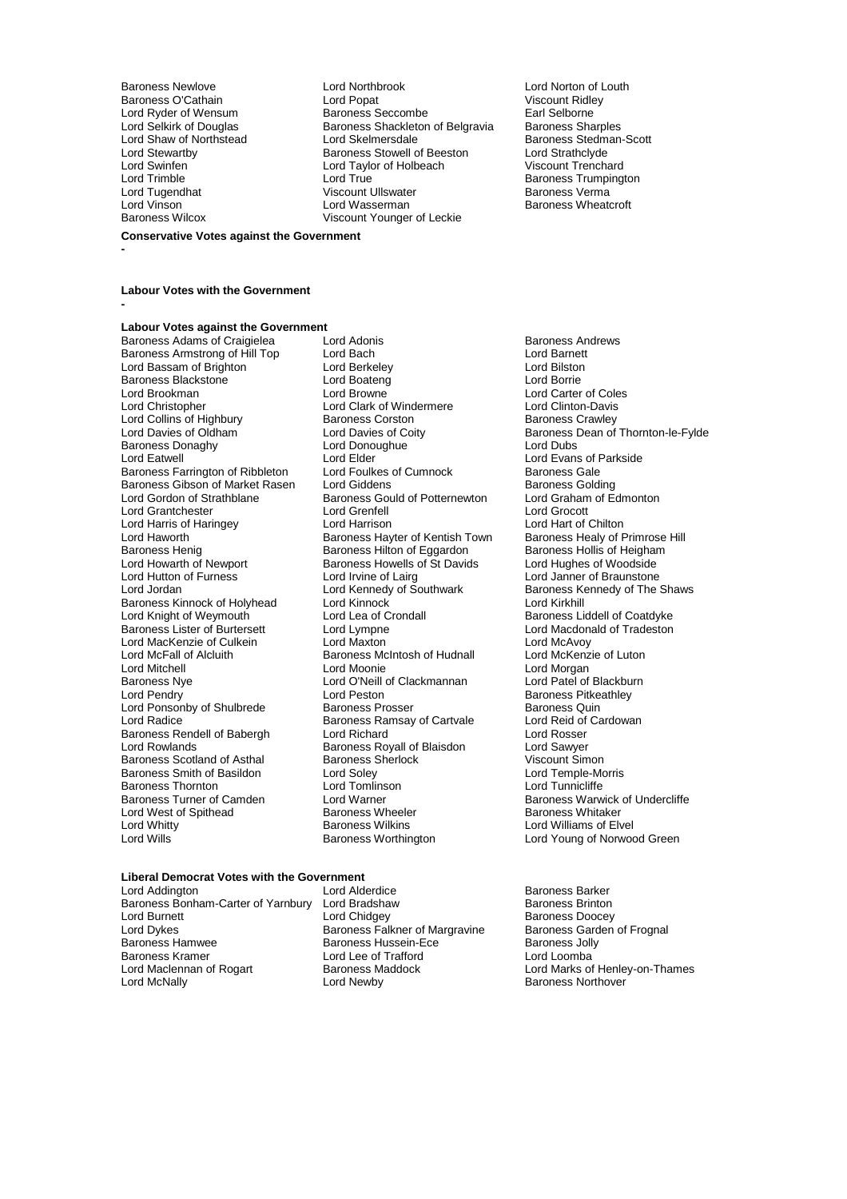Baroness Newlove
Lord Northbrook
Lord Norton of Louth
Baroness O'Cathain
Lord Popat
Viscount Ridley
Lord Ryder of Wensum
Baroness Seccombe
Earl Selborne
Lord Selkirk of Douglas
Baroness Shackleton of Belgravia
Baroness Sharples
Lord Shaw of Northstead
Lord Skelmersdale
Baroness Stedman-Scott
Lord Stewartby
Baroness Stowell of Beeston
Lord Strathclyde
Lord Swinfen
Lord Taylor of Holbeach
Viscount Trenchard
Lord Trimble
Lord True
Baroness Trumpington
Lord Tugendhat
Viscount Ullswater
Baroness Verma
Lord Vinson
Lord Wasserman
Baroness Wheatcroft
Baroness Wilcox
Viscount Younger of Leckie

**Conservative Votes against the Government**

-

**Labour Votes with the Government**

-

**Labour Votes against the Government**

Baroness Adams of Craigielea
Lord Adonis
Baroness Andrews
Baroness Armstrong of Hill Top
Lord Bach
Lord Barnett
Lord Bassam of Brighton
Lord Berkeley
Lord Bilston
Baroness Blackstone
Lord Boateng
Lord Borrie
Lord Brookman
Lord Browne
Lord Carter of Coles
Lord Christopher
Lord Clark of Windermere
Lord Clinton-Davis
Lord Collins of Highbury
Baroness Corston
Baroness Crawley
Lord Davies of Oldham
Lord Davies of Coity
Baroness Dean of Thornton-le-Fylde
Baroness Donaghy
Lord Donoughue
Lord Dubs
Lord Eatwell
Lord Elder
Lord Evans of Parkside
Baroness Farrington of Ribbleton
Lord Foulkes of Cumnock
Baroness Gale
Baroness Gibson of Market Rasen
Lord Giddens
Baroness Golding
Lord Gordon of Strathblane
Baroness Gould of Potternewton
Lord Graham of Edmonton
Lord Grantchester
Lord Grenfell
Lord Grocott
Lord Harris of Haringey
Lord Harrison
Lord Hart of Chilton
Lord Haworth
Baroness Hayter of Kentish Town
Baroness Healy of Primrose Hill
Baroness Henig
Baroness Hilton of Eggardon
Baroness Hollis of Heigham
Lord Howarth of Newport
Baroness Howells of St Davids
Lord Hughes of Woodside
Lord Hutton of Furness
Lord Irvine of Lairg
Lord Janner of Braunstone
Lord Jordan
Lord Kennedy of Southwark
Baroness Kennedy of The Shaws
Baroness Kinnock of Holyhead
Lord Kinnock
Lord Kirkhill
Lord Knight of Weymouth
Lord Lea of Crondall
Baroness Liddell of Coatdyke
Baroness Lister of Burtersett
Lord Lympne
Lord Macdonald of Tradeston
Lord MacKenzie of Culkein
Lord Maxton
Lord McAvoy
Lord McFall of Alcluith
Baroness McIntosh of Hudnall
Lord McKenzie of Luton
Lord Mitchell
Lord Moonie
Lord Morgan
Baroness Nye
Lord O'Neill of Clackmannan
Lord Patel of Blackburn
Lord Pendry
Lord Peston
Baroness Pitkeathley
Lord Ponsonby of Shulbrede
Baroness Prosser
Baroness Quin
Lord Radice
Baroness Ramsay of Cartvale
Lord Reid of Cardowan
Baroness Rendell of Babergh
Lord Richard
Lord Rosser
Lord Rowlands
Baroness Royall of Blaisdon
Lord Sawyer
Baroness Scotland of Asthal
Baroness Sherlock
Viscount Simon
Baroness Smith of Basildon
Lord Soley
Lord Temple-Morris
Baroness Thornton
Lord Tomlinson
Lord Tunnicliffe
Baroness Turner of Camden
Lord Warner
Baroness Warwick of Undercliffe
Lord West of Spithead
Baroness Wheeler
Baroness Whitaker
Lord Whitty
Baroness Wilkins
Lord Williams of Elvel
Lord Wills
Baroness Worthington
Lord Young of Norwood Green

**Liberal Democrat Votes with the Government**

Lord Addington
Lord Alderdice
Baroness Barker
Baroness Bonham-Carter of Yarnbury
Lord Bradshaw
Baroness Brinton
Lord Burnett
Lord Chidgey
Baroness Doocey
Lord Dykes
Baroness Falkner of Margravine
Baroness Garden of Frognal
Baroness Hamwee
Baroness Hussein-Ece
Baroness Jolly
Baroness Kramer
Lord Lee of Trafford
Lord Loomba
Lord Maclennan of Rogart
Baroness Maddock
Lord Marks of Henley-on-Thames
Lord McNally
Lord Newby
Baroness Northover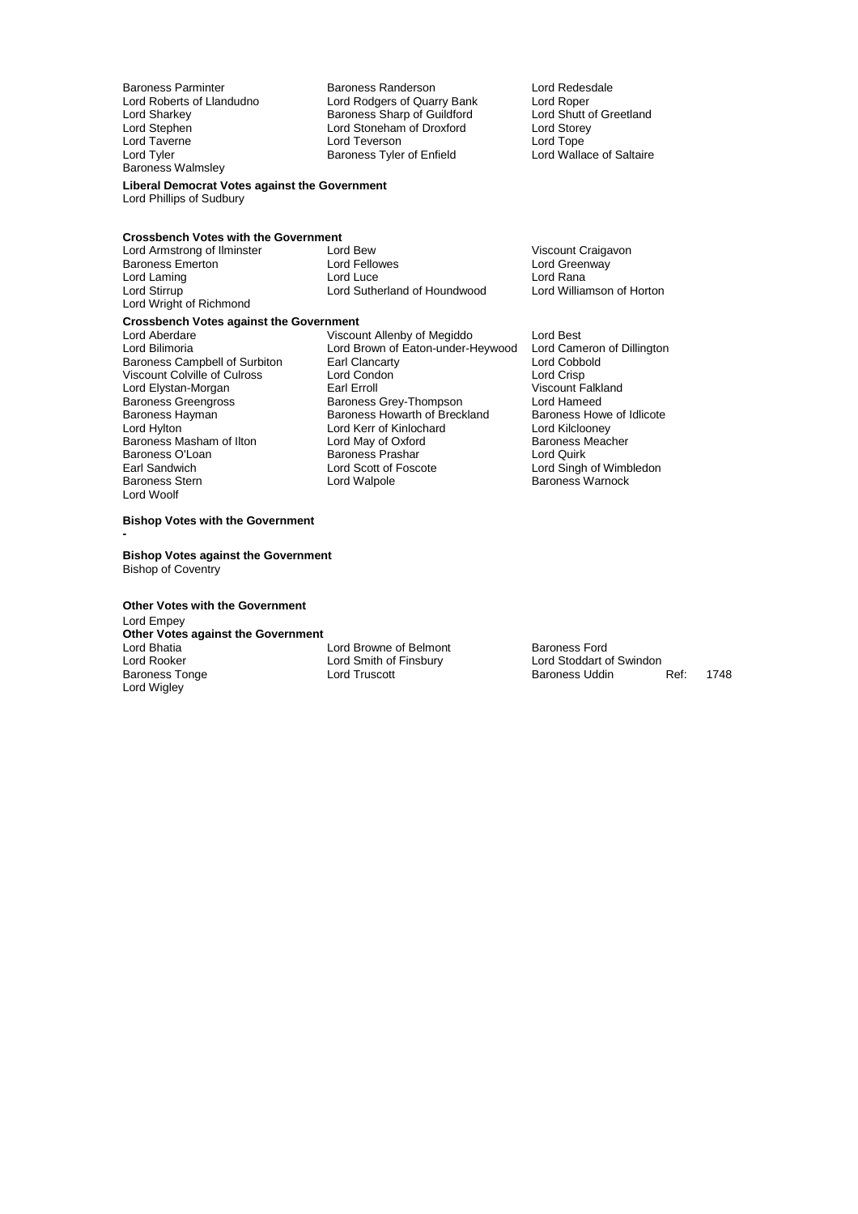Baroness Parminter
Baroness Randerson
Lord Redesdale
Lord Roberts of Llandudno
Lord Rodgers of Quarry Bank
Lord Roper
Lord Sharkey
Baroness Sharp of Guildford
Lord Shutt of Greetland
Lord Stephen
Lord Stoneham of Droxford
Lord Storey
Lord Taverne
Lord Teverson
Lord Tope
Lord Tyler
Baroness Tyler of Enfield
Lord Wallace of Saltaire
Baroness Walmsley

**Liberal Democrat Votes against the Government**

Lord Phillips of Sudbury

**Crossbench Votes with the Government**

Lord Armstrong of Ilminster
Lord Bew
Viscount Craigavon
Baroness Emerton
Lord Fellowes
Lord Greenway
Lord Laming
Lord Luce
Lord Rana
Lord Stirrup
Lord Sutherland of Houndwood
Lord Williamson of Horton
Lord Wright of Richmond

**Crossbench Votes against the Government**

Lord Aberdare
Viscount Allenby of Megiddo
Lord Best
Lord Bilimoria
Lord Brown of Eaton-under-Heywood
Lord Cameron of Dillington
Baroness Campbell of Surbiton
Earl Clancarty
Lord Cobbold
Viscount Colville of Culross
Lord Condon
Lord Crisp
Lord Elystan-Morgan
Earl Erroll
Viscount Falkland
Baroness Greengross
Baroness Grey-Thompson
Lord Hameed
Baroness Hayman
Baroness Howarth of Breckland
Baroness Howe of Idlicote
Lord Hylton
Lord Kerr of Kinlochard
Lord Kilclooney
Baroness Masham of Ilton
Lord May of Oxford
Baroness Meacher
Baroness O'Loan
Baroness Prashar
Lord Quirk
Earl Sandwich
Lord Scott of Foscote
Lord Singh of Wimbledon
Baroness Stern
Lord Walpole
Baroness Warnock
Lord Woolf

**Bishop Votes with the Government**

-

**Bishop Votes against the Government**

Bishop of Coventry

**Other Votes with the Government**

Lord Empey

**Other Votes against the Government**

Lord Bhatia
Lord Browne of Belmont
Baroness Ford
Lord Rooker
Lord Smith of Finsbury
Lord Stoddart of Swindon
Baroness Tonge
Lord Truscott
Baroness Uddin
Lord Wigley

Ref: 1748